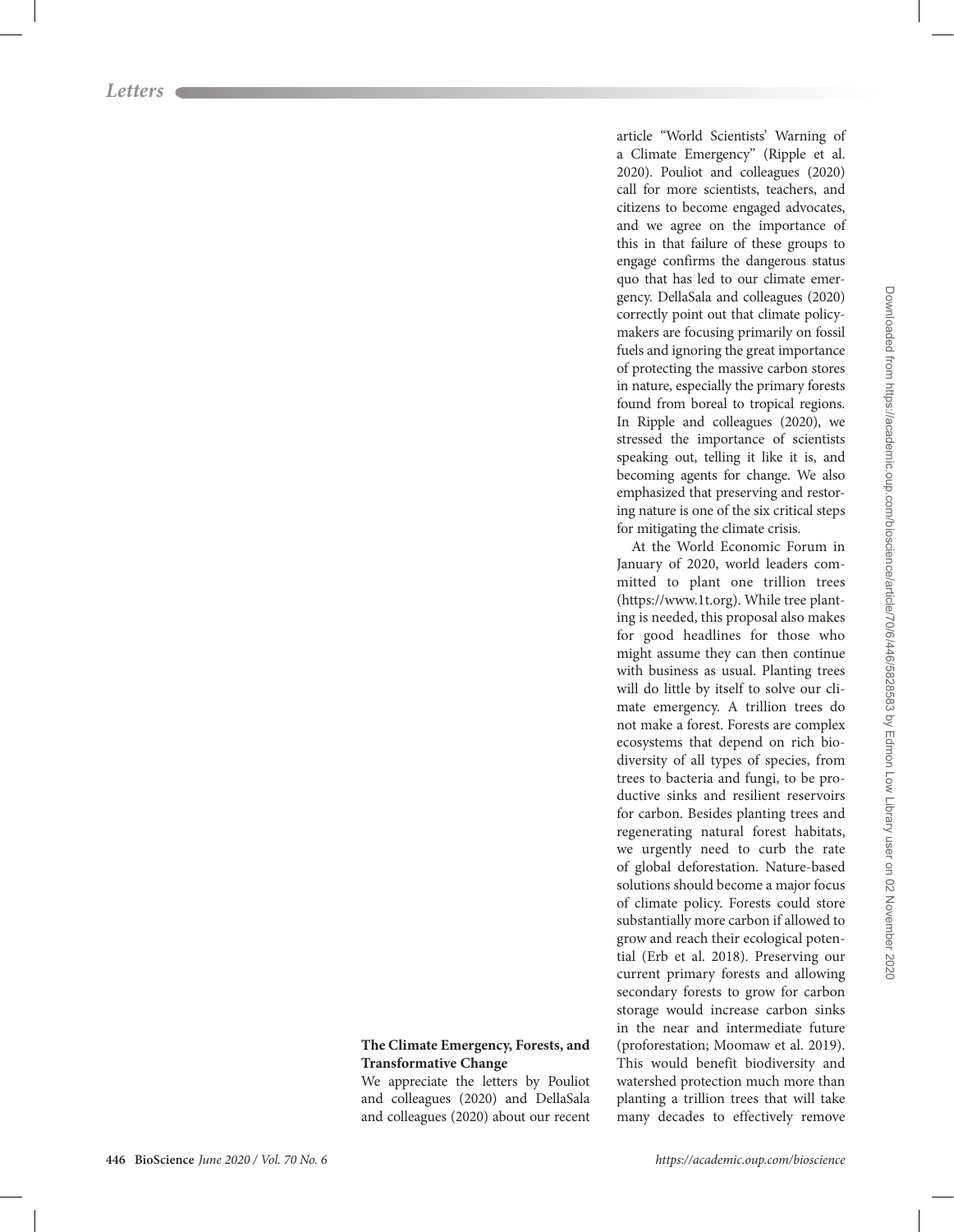## The Climate Emergency, Forests, and Transformative Change

We appreciate the letters by Pouliot and colleagues (2020) and DellaSala and colleagues (2020) about our recent article "World Scientists' Warning of a Climate Emergency" (Ripple et al. 2020). Pouliot and colleagues (2020) call for more scientists, teachers, and citizens to become engaged advocates, and we agree on the importance of this in that failure of these groups to engage confirms the dangerous status quo that has led to our climate emergency. DellaSala and colleagues (2020) correctly point out that climate policymakers are focusing primarily on fossil fuels and ignoring the great importance of protecting the massive carbon stores in nature, especially the primary forests found from boreal to tropical regions. In Ripple and colleagues (2020), we stressed the importance of scientists speaking out, telling it like it is, and becoming agents for change. We also emphasized that preserving and restoring nature is one of the six critical steps for mitigating the climate crisis.

At the World Economic Forum in January of 2020, world leaders committed to plant one trillion trees (https://www.1t.org). While tree planting is needed, this proposal also makes for good headlines for those who might assume they can then continue with business as usual. Planting trees will do little by itself to solve our climate emergency. A trillion trees do not make a forest. Forests are complex ecosystems that depend on rich biodiversity of all types of species, from trees to bacteria and fungi, to be productive sinks and resilient reservoirs for carbon. Besides planting trees and regenerating natural forest habitats, we urgently need to curb the rate of global deforestation. Nature-based solutions should become a major focus of climate policy. Forests could store substantially more carbon if allowed to grow and reach their ecological potential (Erb et al. 2018). Preserving our current primary forests and allowing secondary forests to grow for carbon storage would increase carbon sinks in the near and intermediate future (proforestation; Moomaw et al. 2019). This would benefit biodiversity and watershed protection much more than planting a trillion trees that will take many decades to effectively remove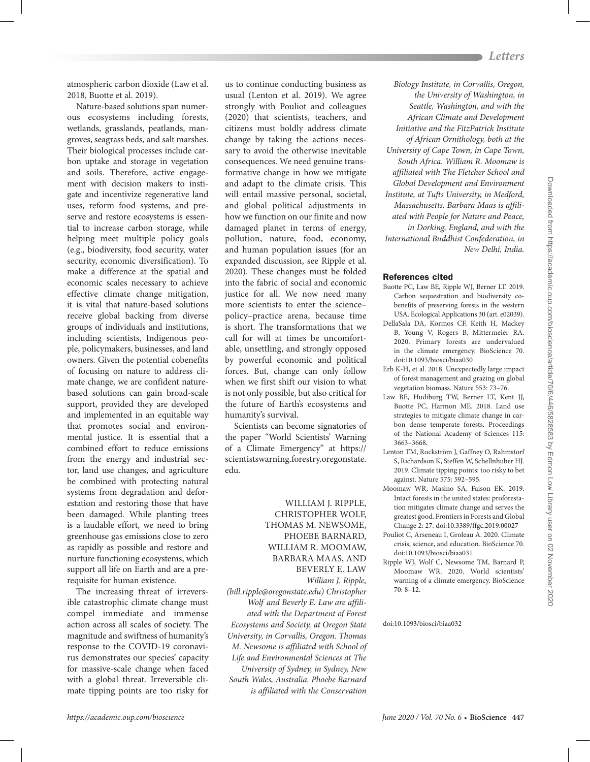atmospheric carbon dioxide (Law et al. 2018, Buotte et al. 2019).

Nature-based solutions span numerous ecosystems including forests, wetlands, grasslands, peatlands, mangroves, seagrass beds, and salt marshes. Their biological processes include carbon uptake and storage in vegetation and soils. Therefore, active engagement with decision makers to instigate and incentivize regenerative land uses, reform food systems, and preserve and restore ecosystems is essential to increase carbon storage, while helping meet multiple policy goals (e.g., biodiversity, food security, water security, economic diversification). To make a difference at the spatial and economic scales necessary to achieve effective climate change mitigation, it is vital that nature-based solutions receive global backing from diverse groups of individuals and institutions, including scientists, Indigenous people, policymakers, businesses, and land owners. Given the potential cobenefits of focusing on nature to address climate change, we are confident nature-based solutions can gain broad-scale support, provided they are developed and implemented in an equitable way that promotes social and environmental justice. It is essential that a combined effort to reduce emissions from the energy and industrial sector, land use changes, and agriculture be combined with protecting natural systems from degradation and deforestation and restoring those that have been damaged. While planting trees is a laudable effort, we need to bring greenhouse gas emissions close to zero as rapidly as possible and restore and nurture functioning ecosystems, which support all life on Earth and are a prerequisite for human existence.

The increasing threat of irreversible catastrophic climate change must compel immediate and immense action across all scales of society. The magnitude and swiftness of humanity's response to the COVID-19 coronavirus demonstrates our species' capacity for massive-scale change when faced with a global threat. Irreversible climate tipping points are too risky for us to continue conducting business as usual (Lenton et al. 2019). We agree strongly with Pouliot and colleagues (2020) that scientists, teachers, and citizens must boldly address climate change by taking the actions necessary to avoid the otherwise inevitable consequences. We need genuine transformative change in how we mitigate and adapt to the climate crisis. This will entail massive personal, societal, and global political adjustments in how we function on our finite and now damaged planet in terms of energy, pollution, nature, food, economy, and human population issues (for an expanded discussion, see Ripple et al. 2020). These changes must be folded into the fabric of social and economic justice for all. We now need many more scientists to enter the science–policy–practice arena, because time is short. The transformations that we call for will at times be uncomfortable, unsettling, and strongly opposed by powerful economic and political forces. But, change can only follow when we first shift our vision to what is not only possible, but also critical for the future of Earth's ecosystems and humanity's survival.

Scientists can become signatories of the paper "World Scientists' Warning of a Climate Emergency" at https://scientistswarning.forestry.oregonstate.edu.

WILLIAM J. RIPPLE, CHRISTOPHER WOLF, THOMAS M. NEWSOME, PHOEBE BARNARD, WILLIAM R. MOOMAW, BARBARA MAAS, AND BEVERLY E. LAW

*William J. Ripple, (bill.ripple@oregonstate.edu) Christopher Wolf and Beverly E. Law are affiliated with the Department of Forest Ecosystems and Society, at Oregon State University, in Corvallis, Oregon. Thomas M. Newsome is affiliated with School of Life and Environmental Sciences at The University of Sydney, in Sydney, New South Wales, Australia. Phoebe Barnard is affiliated with the Conservation Biology Institute, in Corvallis, Oregon, the University of Washington, in Seattle, Washington, and with the African Climate and Development Initiative and the FitzPatrick Institute of African Ornithology, both at the University of Cape Town, in Cape Town, South Africa. William R. Moomaw is affiliated with The Fletcher School and Global Development and Environment Institute, at Tufts University, in Medford, Massachusetts. Barbara Maas is affiliated with People for Nature and Peace, in Dorking, England, and with the International Buddhist Confederation, in New Delhi, India.*

## References cited

Buotte PC, Law BE, Ripple WJ, Berner LT. 2019. Carbon sequestration and biodiversity co-benefits of preserving forests in the western USA. Ecological Applications 30 (art. e02039).

DellaSala DA, Kormos CF, Keith H, Mackey B, Young V, Rogers B, Mittermeier RA. 2020. Primary forests are undervalued in the climate emergency. BioScience 70. doi:10.1093/biosci/biaa030

Erb K-H, et al. 2018. Unexpectedly large impact of forest management and grazing on global vegetation biomass. Nature 553: 73–76.

Law BE, Hudiburg TW, Berner LT, Kent JJ, Buotte PC, Harmon ME. 2018. Land use strategies to mitigate climate change in carbon dense temperate forests. Proceedings of the National Academy of Sciences 115: 3663–3668.

Lenton TM, Rockström J, Gaffney O, Rahmstorf S, Richardson K, Steffen W, Schellnhuber HJ. 2019. Climate tipping points: too risky to bet against. Nature 575: 592–595.

Moomaw WR, Masino SA, Faison EK. 2019. Intact forests in the united states: proforestation mitigates climate change and serves the greatest good. Frontiers in Forests and Global Change 2: 27. doi:10.3389/ffgc.2019.00027

Pouliot C, Arseneau I, Groleau A. 2020. Climate crisis, science, and education. BioScience 70. doi:10.1093/biosci/biaa031

Ripple WJ, Wolf C, Newsome TM, Barnard P, Moomaw WR. 2020. World scientists' warning of a climate emergency. BioScience 70: 8–12.

doi:10.1093/biosci/biaa032